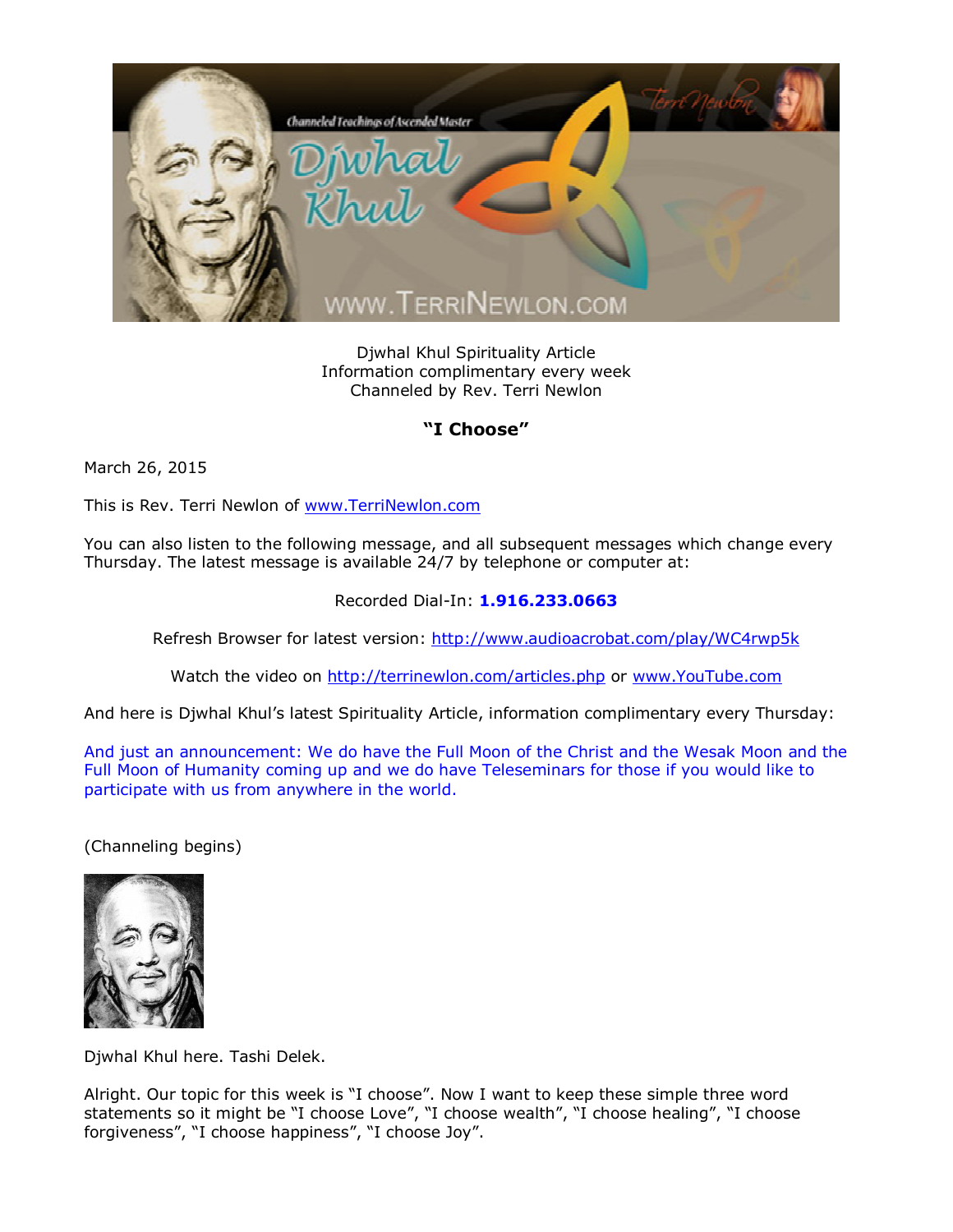Djwhal Khul Spirituality Article
Information complimentary every week
Channeled by Rev. Terri Newlon

## "I Choose"

March 26, 2015

This is Rev. Terri Newlon of www.TerriNewlon.com

You can also listen to the following message, and all subsequent messages which change every Thursday. The latest message is available 24/7 by telephone or computer at:

Recorded Dial-In: **1.916.233.0663**

Refresh Browser for latest version: http://www.audioacrobat.com/play/WC4rwp5k

Watch the video on http://terrinewlon.com/articles.php or www.YouTube.com

And here is Djwhal Khul's latest Spirituality Article, information complimentary every Thursday:

And just an announcement: We do have the Full Moon of the Christ and the Wesak Moon and the Full Moon of Humanity coming up and we do have Teleseminars for those if you would like to participate with us from anywhere in the world.

(Channeling begins)

Djwhal Khul here. Tashi Delek.

Alright. Our topic for this week is "I choose". Now I want to keep these simple three word statements so it might be "I choose Love", "I choose wealth", "I choose healing", "I choose forgiveness", "I choose happiness", "I choose Joy".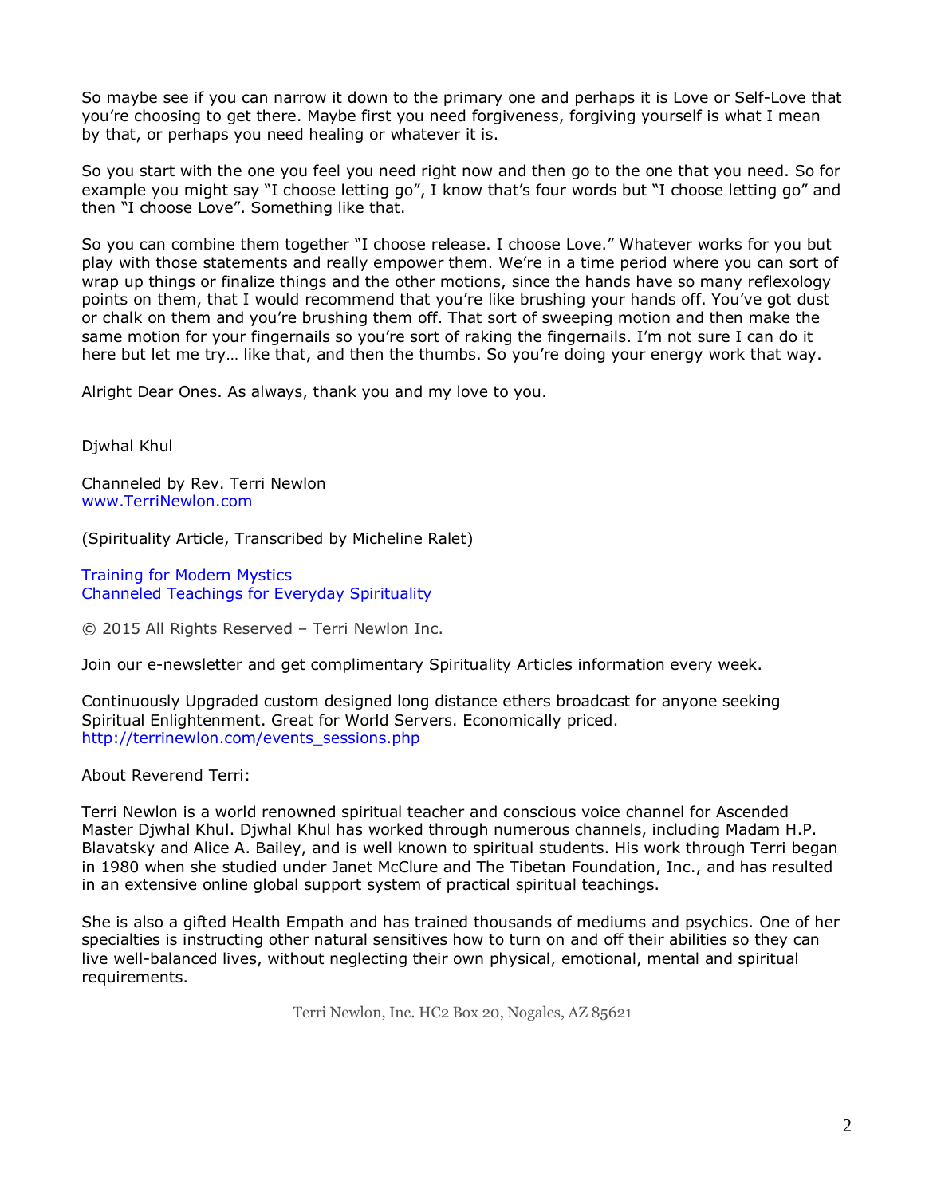So maybe see if you can narrow it down to the primary one and perhaps it is Love or Self-Love that you're choosing to get there. Maybe first you need forgiveness, forgiving yourself is what I mean by that, or perhaps you need healing or whatever it is.

So you start with the one you feel you need right now and then go to the one that you need. So for example you might say "I choose letting go", I know that's four words but "I choose letting go" and then "I choose Love". Something like that.

So you can combine them together "I choose release. I choose Love." Whatever works for you but play with those statements and really empower them. We're in a time period where you can sort of wrap up things or finalize things and the other motions, since the hands have so many reflexology points on them, that I would recommend that you're like brushing your hands off. You've got dust or chalk on them and you're brushing them off. That sort of sweeping motion and then make the same motion for your fingernails so you're sort of raking the fingernails. I'm not sure I can do it here but let me try… like that, and then the thumbs. So you're doing your energy work that way.

Alright Dear Ones. As always, thank you and my love to you.

Djwhal Khul

Channeled by Rev. Terri Newlon
www.TerriNewlon.com

(Spirituality Article, Transcribed by Micheline Ralet)

Training for Modern Mystics
Channeled Teachings for Everyday Spirituality

© 2015 All Rights Reserved – Terri Newlon Inc.

Join our e-newsletter and get complimentary Spirituality Articles information every week.

Continuously Upgraded custom designed long distance ethers broadcast for anyone seeking Spiritual Enlightenment. Great for World Servers. Economically priced.
http://terrinewlon.com/events_sessions.php

About Reverend Terri:

Terri Newlon is a world renowned spiritual teacher and conscious voice channel for Ascended Master Djwhal Khul. Djwhal Khul has worked through numerous channels, including Madam H.P. Blavatsky and Alice A. Bailey, and is well known to spiritual students. His work through Terri began in 1980 when she studied under Janet McClure and The Tibetan Foundation, Inc., and has resulted in an extensive online global support system of practical spiritual teachings.

She is also a gifted Health Empath and has trained thousands of mediums and psychics. One of her specialties is instructing other natural sensitives how to turn on and off their abilities so they can live well-balanced lives, without neglecting their own physical, emotional, mental and spiritual requirements.

Terri Newlon, Inc. HC2 Box 20, Nogales, AZ 85621